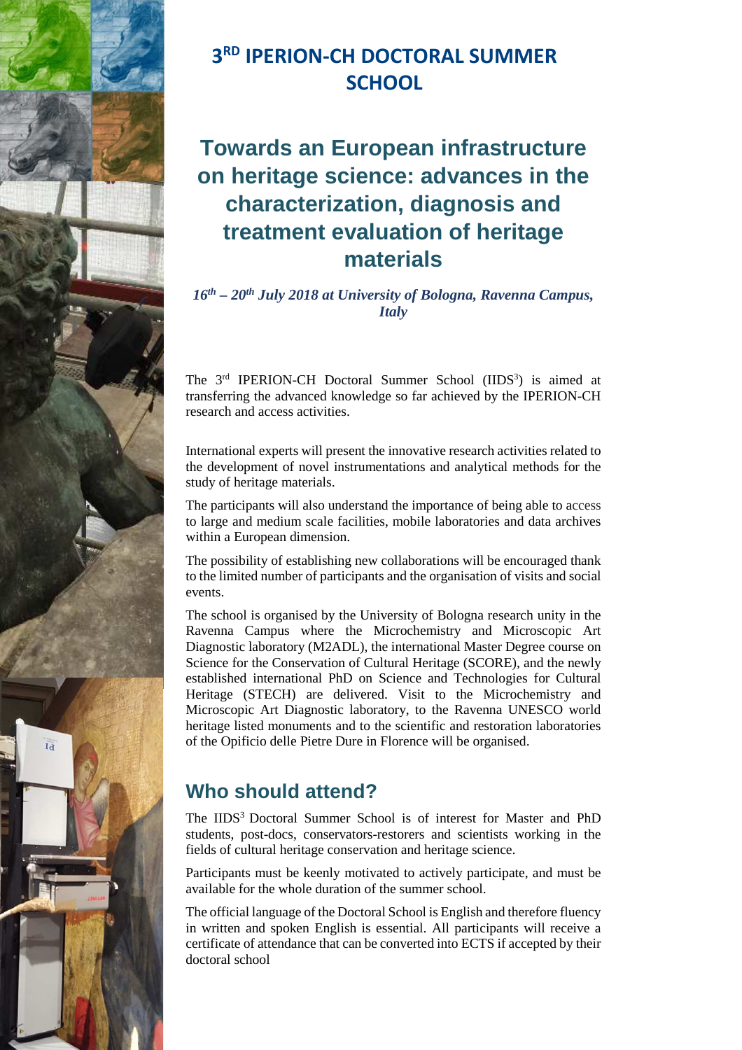# 3[RD] IPERION-CH DOCTORAL SUMMER SCHOOL

## Towards an European infrastructure on heritage science: advances in the characterization, diagnosis and treatment evaluation of heritage materials

***16th – 20th July 2018 at University of Bologna, Ravenna Campus, Italy***

The 3rd IPERION-CH Doctoral Summer School (IIDS³) is aimed at transferring the advanced knowledge so far achieved by the IPERION-CH research and access activities.

International experts will present the innovative research activities related to the development of novel instrumentations and analytical methods for the study of heritage materials.

The participants will also understand the importance of being able to access to large and medium scale facilities, mobile laboratories and data archives within a European dimension.

The possibility of establishing new collaborations will be encouraged thank to the limited number of participants and the organisation of visits and social events.

The school is organised by the University of Bologna research unity in the Ravenna Campus where the Microchemistry and Microscopic Art Diagnostic laboratory (M2ADL), the international Master Degree course on Science for the Conservation of Cultural Heritage (SCORE), and the newly established international PhD on Science and Technologies for Cultural Heritage (STECH) are delivered. Visit to the Microchemistry and Microscopic Art Diagnostic laboratory, to the Ravenna UNESCO world heritage listed monuments and to the scientific and restoration laboratories of the Opificio delle Pietre Dure in Florence will be organised.

## Who should attend?

The IIDS³ Doctoral Summer School is of interest for Master and PhD students, post-docs, conservators-restorers and scientists working in the fields of cultural heritage conservation and heritage science.

Participants must be keenly motivated to actively participate, and must be available for the whole duration of the summer school.

The official language of the Doctoral School is English and therefore fluency in written and spoken English is essential. All participants will receive a certificate of attendance that can be converted into ECTS if accepted by their doctoral school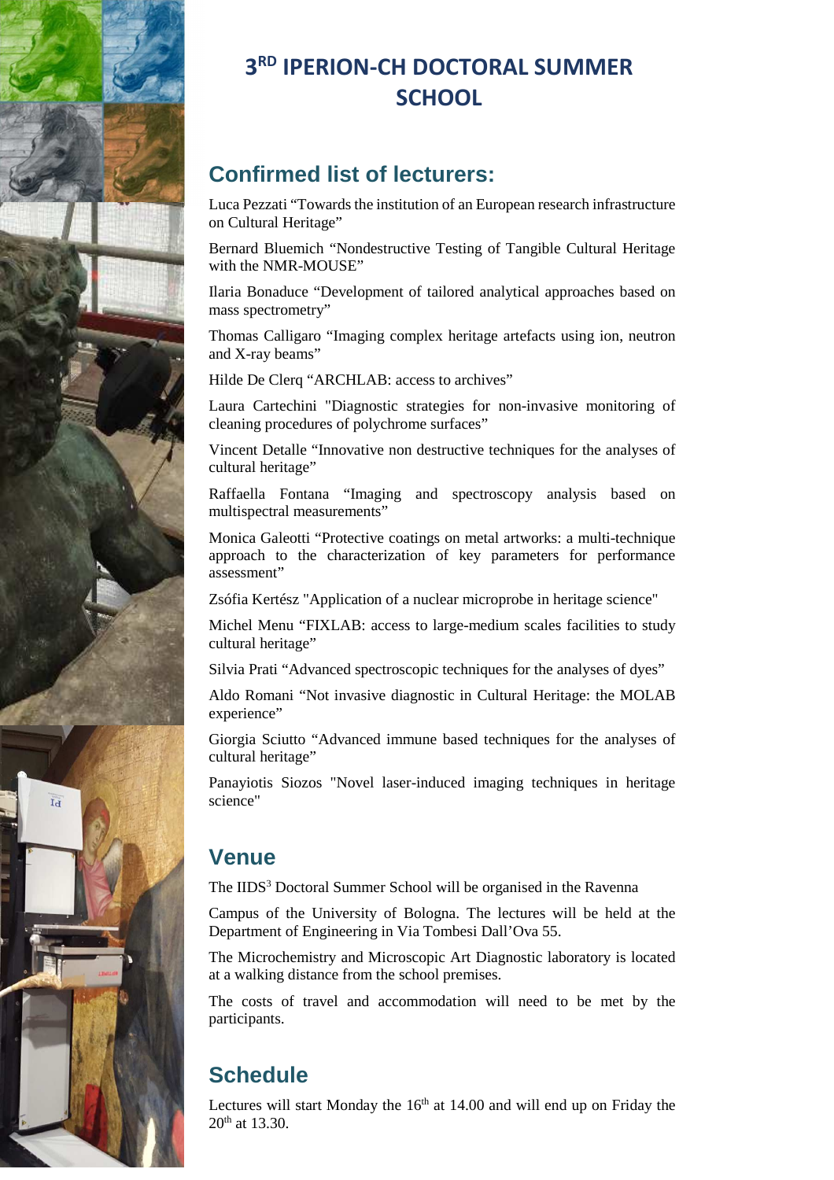# 3[RD] IPERION-CH DOCTORAL SUMMER SCHOOL

## Confirmed list of lecturers:

Luca Pezzati “Towards the institution of an European research infrastructure on Cultural Heritage”

Bernard Bluemich “Nondestructive Testing of Tangible Cultural Heritage with the NMR-MOUSE”

Ilaria Bonaduce “Development of tailored analytical approaches based on mass spectrometry”

Thomas Calligaro “Imaging complex heritage artefacts using ion, neutron and X-ray beams”

Hilde De Clerq “ARCHLAB: access to archives”

Laura Cartechini "Diagnostic strategies for non-invasive monitoring of cleaning procedures of polychrome surfaces”

Vincent Detalle “Innovative non destructive techniques for the analyses of cultural heritage”

Raffaella Fontana “Imaging and spectroscopy analysis based on multispectral measurements”

Monica Galeotti “Protective coatings on metal artworks: a multi-technique approach to the characterization of key parameters for performance assessment”

Zsófia Kertész "Application of a nuclear microprobe in heritage science"

Michel Menu “FIXLAB: access to large-medium scales facilities to study cultural heritage”

Silvia Prati “Advanced spectroscopic techniques for the analyses of dyes”

Aldo Romani “Not invasive diagnostic in Cultural Heritage: the MOLAB experience”

Giorgia Sciutto “Advanced immune based techniques for the analyses of cultural heritage”

Panayiotis Siozos "Novel laser-induced imaging techniques in heritage science"

## Venue

The IIDS[3] Doctoral Summer School will be organised in the Ravenna

Campus of the University of Bologna. The lectures will be held at the Department of Engineering in Via Tombesi Dall’Ova 55.

The Microchemistry and Microscopic Art Diagnostic laboratory is located at a walking distance from the school premises.

The costs of travel and accommodation will need to be met by the participants.

## Schedule

Lectures will start Monday the 16th at 14.00 and will end up on Friday the 20th at 13.30.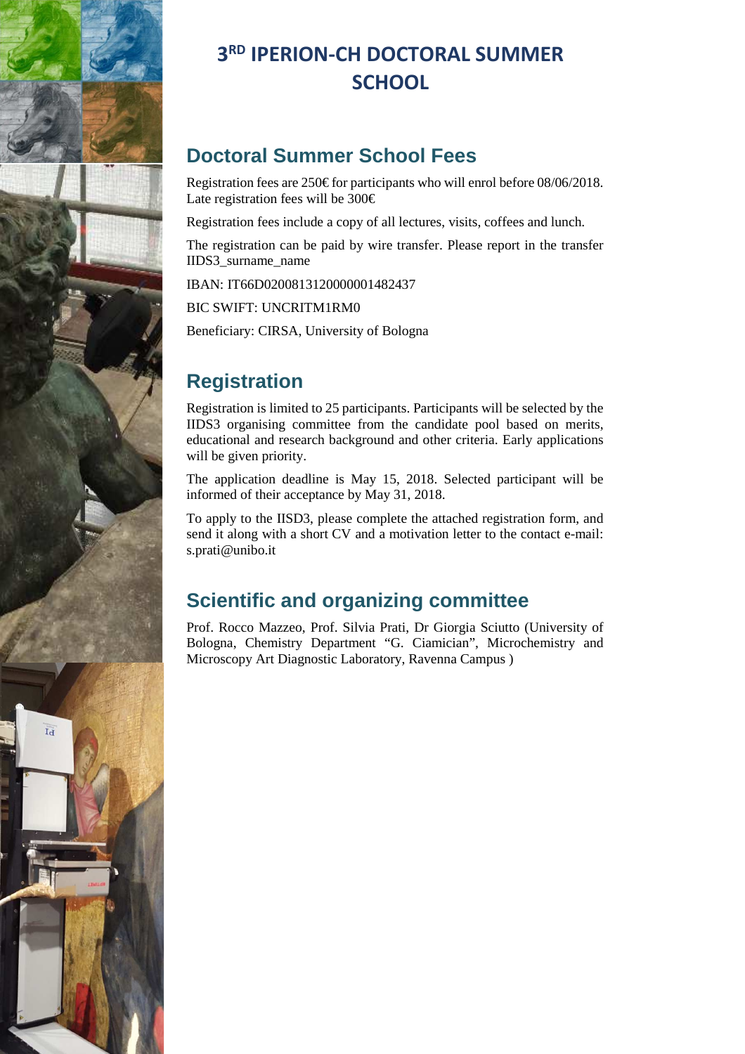# 3RD IPERION-CH DOCTORAL SUMMER SCHOOL

## Doctoral Summer School Fees

Registration fees are 250€ for participants who will enrol before 08/06/2018. Late registration fees will be 300€

Registration fees include a copy of all lectures, visits, coffees and lunch.

The registration can be paid by wire transfer. Please report in the transfer IIDS3_surname_name

IBAN: IT66D0200813120000001482437

BIC SWIFT: UNCRITM1RM0

Beneficiary: CIRSA, University of Bologna

## Registration

Registration is limited to 25 participants. Participants will be selected by the IIDS3 organising committee from the candidate pool based on merits, educational and research background and other criteria. Early applications will be given priority.

The application deadline is May 15, 2018. Selected participant will be informed of their acceptance by May 31, 2018.

To apply to the IISD3, please complete the attached registration form, and send it along with a short CV and a motivation letter to the contact e-mail: s.prati@unibo.it

## Scientific and organizing committee

Prof. Rocco Mazzeo, Prof. Silvia Prati, Dr Giorgia Sciutto (University of Bologna, Chemistry Department "G. Ciamician", Microchemistry and Microscopy Art Diagnostic Laboratory, Ravenna Campus )